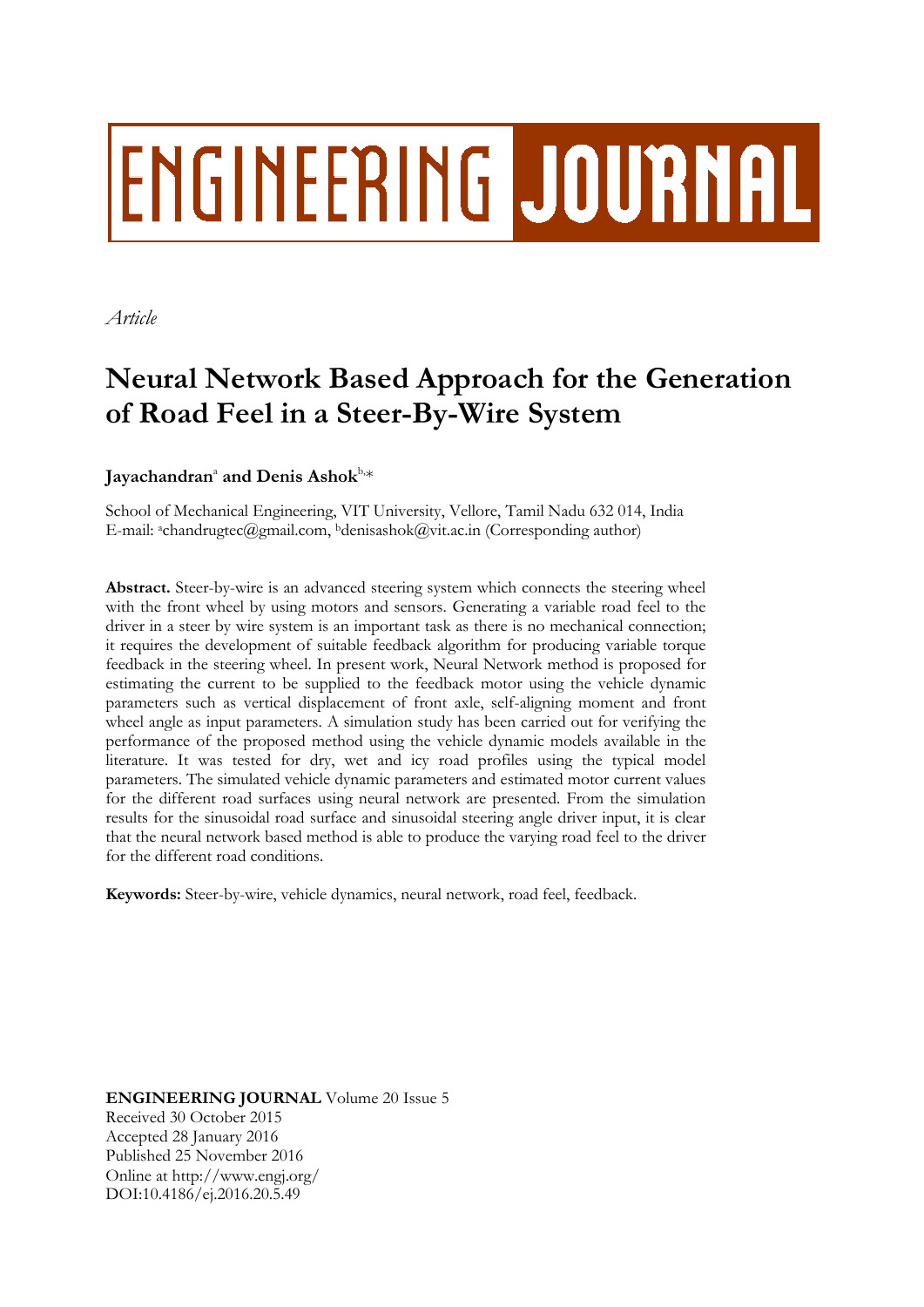# ENGINEERING JOURNAL

*Article*

# Neural Network Based Approach for the Generation of Road Feel in a Steer-By-Wire System

**Jayachandran**[a] **and Denis Ashok**[b,*]

School of Mechanical Engineering, VIT University, Vellore, Tamil Nadu 632 014, India
E-mail: [a]chandrugtec@gmail.com, [b]denisashok@vit.ac.in (Corresponding author)

**Abstract.** Steer-by-wire is an advanced steering system which connects the steering wheel with the front wheel by using motors and sensors. Generating a variable road feel to the driver in a steer by wire system is an important task as there is no mechanical connection; it requires the development of suitable feedback algorithm for producing variable torque feedback in the steering wheel. In present work, Neural Network method is proposed for estimating the current to be supplied to the feedback motor using the vehicle dynamic parameters such as vertical displacement of front axle, self-aligning moment and front wheel angle as input parameters. A simulation study has been carried out for verifying the performance of the proposed method using the vehicle dynamic models available in the literature. It was tested for dry, wet and icy road profiles using the typical model parameters. The simulated vehicle dynamic parameters and estimated motor current values for the different road surfaces using neural network are presented. From the simulation results for the sinusoidal road surface and sinusoidal steering angle driver input, it is clear that the neural network based method is able to produce the varying road feel to the driver for the different road conditions.

**Keywords:** Steer-by-wire, vehicle dynamics, neural network, road feel, feedback.

**ENGINEERING JOURNAL** Volume 20 Issue 5
Received 30 October 2015
Accepted 28 January 2016
Published 25 November 2016
Online at http://www.engj.org/
DOI:10.4186/ej.2016.20.5.49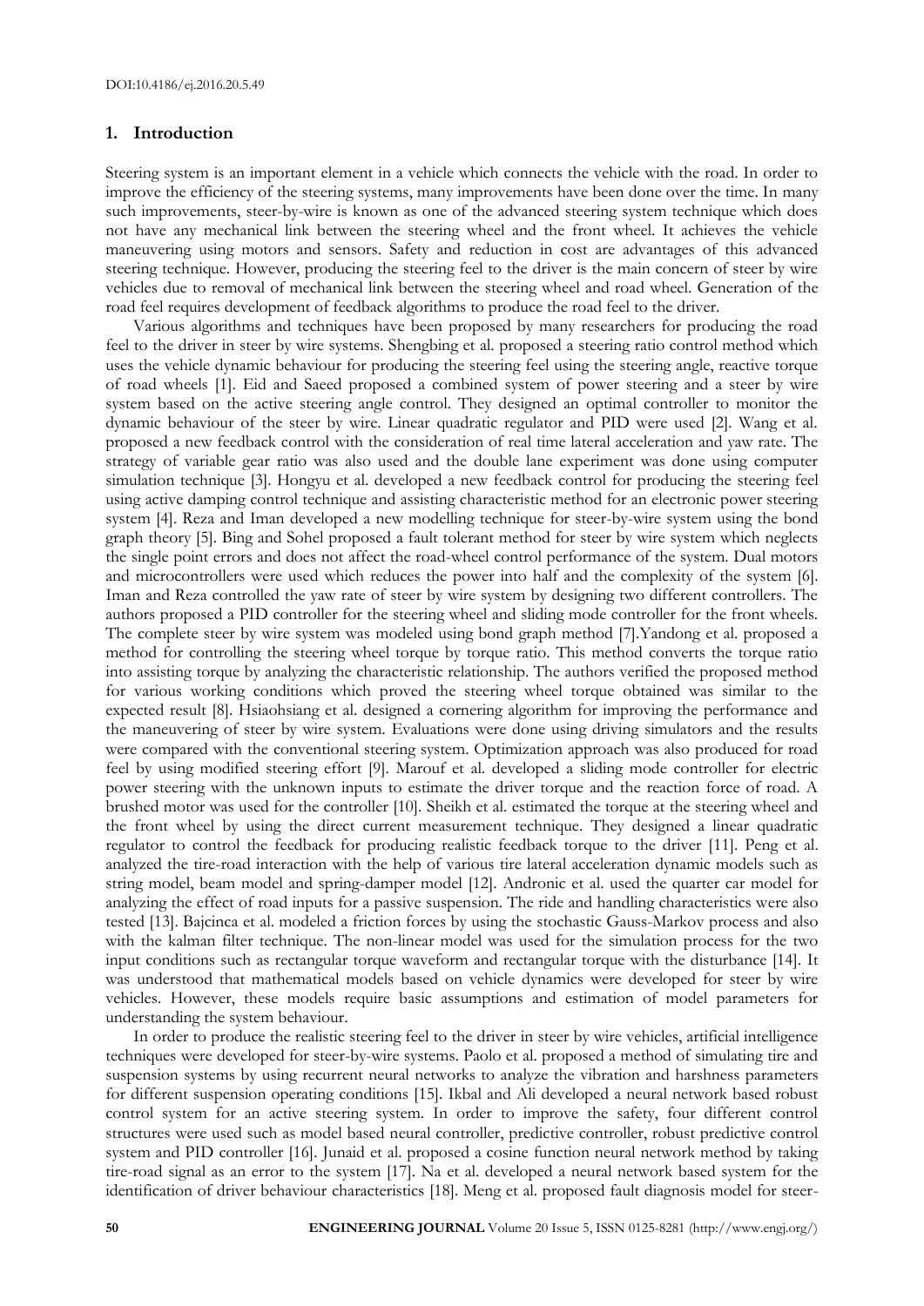## 1. Introduction

Steering system is an important element in a vehicle which connects the vehicle with the road. In order to improve the efficiency of the steering systems, many improvements have been done over the time. In many such improvements, steer-by-wire is known as one of the advanced steering system technique which does not have any mechanical link between the steering wheel and the front wheel. It achieves the vehicle maneuvering using motors and sensors. Safety and reduction in cost are advantages of this advanced steering technique. However, producing the steering feel to the driver is the main concern of steer by wire vehicles due to removal of mechanical link between the steering wheel and road wheel. Generation of the road feel requires development of feedback algorithms to produce the road feel to the driver.

Various algorithms and techniques have been proposed by many researchers for producing the road feel to the driver in steer by wire systems. Shengbing et al. proposed a steering ratio control method which uses the vehicle dynamic behaviour for producing the steering feel using the steering angle, reactive torque of road wheels [1]. Eid and Saeed proposed a combined system of power steering and a steer by wire system based on the active steering angle control. They designed an optimal controller to monitor the dynamic behaviour of the steer by wire. Linear quadratic regulator and PID were used [2]. Wang et al. proposed a new feedback control with the consideration of real time lateral acceleration and yaw rate. The strategy of variable gear ratio was also used and the double lane experiment was done using computer simulation technique [3]. Hongyu et al. developed a new feedback control for producing the steering feel using active damping control technique and assisting characteristic method for an electronic power steering system [4]. Reza and Iman developed a new modelling technique for steer-by-wire system using the bond graph theory [5]. Bing and Sohel proposed a fault tolerant method for steer by wire system which neglects the single point errors and does not affect the road-wheel control performance of the system. Dual motors and microcontrollers were used which reduces the power into half and the complexity of the system [6]. Iman and Reza controlled the yaw rate of steer by wire system by designing two different controllers. The authors proposed a PID controller for the steering wheel and sliding mode controller for the front wheels. The complete steer by wire system was modeled using bond graph method [7].Yandong et al. proposed a method for controlling the steering wheel torque by torque ratio. This method converts the torque ratio into assisting torque by analyzing the characteristic relationship. The authors verified the proposed method for various working conditions which proved the steering wheel torque obtained was similar to the expected result [8]. Hsiaohsiang et al. designed a cornering algorithm for improving the performance and the maneuvering of steer by wire system. Evaluations were done using driving simulators and the results were compared with the conventional steering system. Optimization approach was also produced for road feel by using modified steering effort [9]. Marouf et al. developed a sliding mode controller for electric power steering with the unknown inputs to estimate the driver torque and the reaction force of road. A brushed motor was used for the controller [10]. Sheikh et al. estimated the torque at the steering wheel and the front wheel by using the direct current measurement technique. They designed a linear quadratic regulator to control the feedback for producing realistic feedback torque to the driver [11]. Peng et al. analyzed the tire-road interaction with the help of various tire lateral acceleration dynamic models such as string model, beam model and spring-damper model [12]. Andronic et al. used the quarter car model for analyzing the effect of road inputs for a passive suspension. The ride and handling characteristics were also tested [13]. Bajcinca et al. modeled a friction forces by using the stochastic Gauss-Markov process and also with the kalman filter technique. The non-linear model was used for the simulation process for the two input conditions such as rectangular torque waveform and rectangular torque with the disturbance [14]. It was understood that mathematical models based on vehicle dynamics were developed for steer by wire vehicles. However, these models require basic assumptions and estimation of model parameters for understanding the system behaviour.

In order to produce the realistic steering feel to the driver in steer by wire vehicles, artificial intelligence techniques were developed for steer-by-wire systems. Paolo et al. proposed a method of simulating tire and suspension systems by using recurrent neural networks to analyze the vibration and harshness parameters for different suspension operating conditions [15]. Ikbal and Ali developed a neural network based robust control system for an active steering system. In order to improve the safety, four different control structures were used such as model based neural controller, predictive controller, robust predictive control system and PID controller [16]. Junaid et al. proposed a cosine function neural network method by taking tire-road signal as an error to the system [17]. Na et al. developed a neural network based system for the identification of driver behaviour characteristics [18]. Meng et al. proposed fault diagnosis model for steer-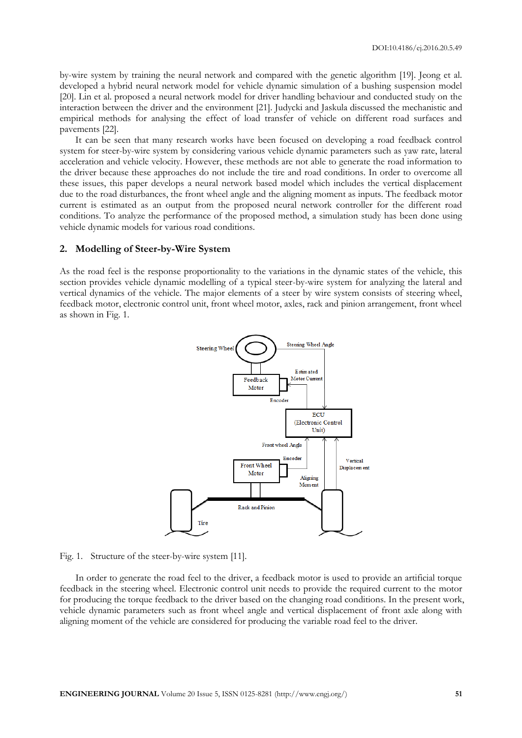by-wire system by training the neural network and compared with the genetic algorithm [19]. Jeong et al. developed a hybrid neural network model for vehicle dynamic simulation of a bushing suspension model [20]. Lin et al. proposed a neural network model for driver handling behaviour and conducted study on the interaction between the driver and the environment [21]. Judycki and Jaskula discussed the mechanistic and empirical methods for analysing the effect of load transfer of vehicle on different road surfaces and pavements [22].

It can be seen that many research works have been focused on developing a road feedback control system for steer-by-wire system by considering various vehicle dynamic parameters such as yaw rate, lateral acceleration and vehicle velocity. However, these methods are not able to generate the road information to the driver because these approaches do not include the tire and road conditions. In order to overcome all these issues, this paper develops a neural network based model which includes the vertical displacement due to the road disturbances, the front wheel angle and the aligning moment as inputs. The feedback motor current is estimated as an output from the proposed neural network controller for the different road conditions. To analyze the performance of the proposed method, a simulation study has been done using vehicle dynamic models for various road conditions.

## 2. Modelling of Steer-by-Wire System

As the road feel is the response proportionality to the variations in the dynamic states of the vehicle, this section provides vehicle dynamic modelling of a typical steer-by-wire system for analyzing the lateral and vertical dynamics of the vehicle. The major elements of a steer by wire system consists of steering wheel, feedback motor, electronic control unit, front wheel motor, axles, rack and pinion arrangement, front wheel as shown in Fig. 1.

Fig. 1. Structure of the steer-by-wire system [11].

In order to generate the road feel to the driver, a feedback motor is used to provide an artificial torque feedback in the steering wheel. Electronic control unit needs to provide the required current to the motor for producing the torque feedback to the driver based on the changing road conditions. In the present work, vehicle dynamic parameters such as front wheel angle and vertical displacement of front axle along with aligning moment of the vehicle are considered for producing the variable road feel to the driver.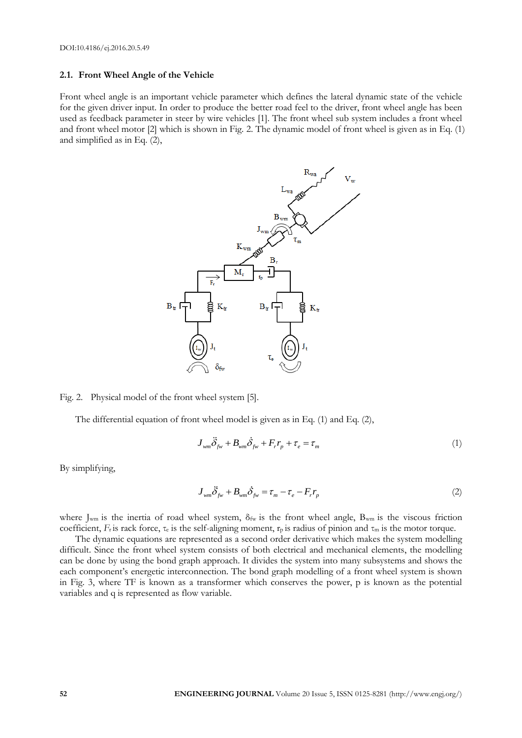### 2.1. Front Wheel Angle of the Vehicle

Front wheel angle is an important vehicle parameter which defines the lateral dynamic state of the vehicle for the given driver input. In order to produce the better road feel to the driver, front wheel angle has been used as feedback parameter in steer by wire vehicles [1]. The front wheel sub system includes a front wheel and front wheel motor [2] which is shown in Fig. 2. The dynamic model of front wheel is given as in Eq. (1) and simplified as in Eq. (2),

Fig. 2. Physical model of the front wheel system [5].

The differential equation of front wheel model is given as in Eq. (1) and Eq. (2),

$$J_{wm}\ddot{\delta}_{fw} + B_{wm}\dot{\delta}_{fw} + F_r r_p + \tau_e = \tau_m \tag{1}$$

By simplifying,

$$J_{wm}\ddot{\delta}_{fw} + B_{wm}\dot{\delta}_{fw} = \tau_m - \tau_e - F_r r_p \tag{2}$$

where $J_{wm}$ is the inertia of road wheel system, $\delta_{fw}$ is the front wheel angle, $B_{wm}$ is the viscous friction coefficient, $F_r$ is rack force, $\tau_e$ is the self-aligning moment, $r_p$ is radius of pinion and $\tau_m$ is the motor torque.

The dynamic equations are represented as a second order derivative which makes the system modelling difficult. Since the front wheel system consists of both electrical and mechanical elements, the modelling can be done by using the bond graph approach. It divides the system into many subsystems and shows the each component's energetic interconnection. The bond graph modelling of a front wheel system is shown in Fig. 3, where TF is known as a transformer which conserves the power, p is known as the potential variables and q is represented as flow variable.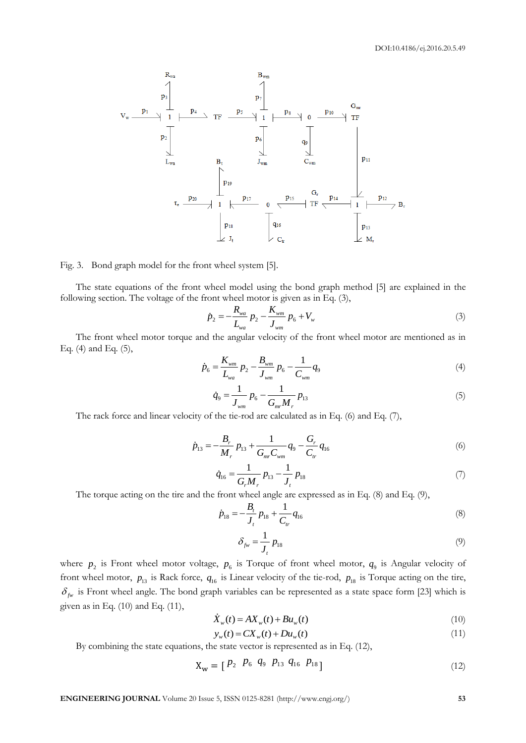Fig. 3. Bond graph model for the front wheel system [5].

The state equations of the front wheel model using the bond graph method [5] are explained in the following section. The voltage of the front wheel motor is given as in Eq. (3),

$$\dot{p}_2 = -\frac{R_{wa}}{L_{wa}} p_2 - \frac{K_{wm}}{J_{wm}} p_6 + V_w \tag{3}$$

The front wheel motor torque and the angular velocity of the front wheel motor are mentioned as in Eq. (4) and Eq. (5),

$$\dot{p}_6 = \frac{K_{wm}}{L_{wa}} p_2 - \frac{B_{wm}}{J_{wm}} p_6 - \frac{1}{C_{wm}} q_9 \tag{4}$$

$$\dot{q}_9 = \frac{1}{J_{wm}} p_6 - \frac{1}{G_{mr} M_r} p_{13} \tag{5}$$

The rack force and linear velocity of the tie-rod are calculated as in Eq. (6) and Eq. (7),

$$\dot{p}_{13} = -\frac{B_r}{M_r} p_{13} + \frac{1}{G_{mr} C_{wm}} q_9 - \frac{G_r}{C_{tr}} q_{16} \tag{6}$$

$$\dot{q}_{16} = \frac{1}{G_r M_r} p_{13} - \frac{1}{J_t} p_{18} \tag{7}$$

The torque acting on the tire and the front wheel angle are expressed as in Eq. (8) and Eq. (9),

$$\dot{p}_{18} = -\frac{B_t}{J_t} p_{18} + \frac{1}{C_{tr}} q_{16} \tag{8}$$

$$\delta_{fw} = \frac{1}{J_t} p_{18} \tag{9}$$

where $p_2$ is Front wheel motor voltage, $p_6$ is Torque of front wheel motor, $q_9$ is Angular velocity of front wheel motor, $p_{13}$ is Rack force, $q_{16}$ is Linear velocity of the tie-rod, $p_{18}$ is Torque acting on the tire, $\delta_{fw}$ is Front wheel angle. The bond graph variables can be represented as a state space form [23] which is given as in Eq. (10) and Eq. (11),

$$\dot{X}_w(t) = AX_w(t) + Bu_w(t) \tag{10}$$

$$y_w(t) = CX_w(t) + Du_w(t) \tag{11}$$

By combining the state equations, the state vector is represented as in Eq. (12),

$$X_w = [\, p_2 \;\; p_6 \;\; q_9 \;\; p_{13} \;\; q_{16} \;\; p_{18} \,] \tag{12}$$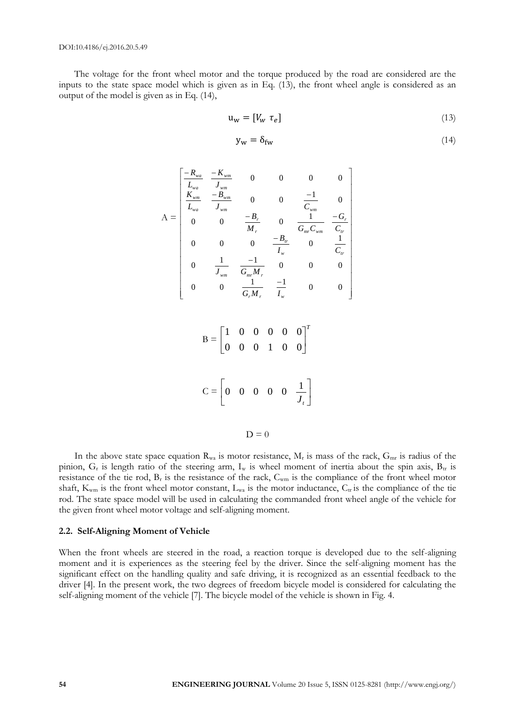The voltage for the front wheel motor and the torque produced by the road are considered are the inputs to the state space model which is given as in Eq. (13), the front wheel angle is considered as an output of the model is given as in Eq. (14),

$$\mathrm{u_w} = [V_w \ \tau_e] \tag{13}$$

$$\mathrm{y_w} = \delta_{\mathrm{fw}} \tag{14}$$

$$\mathrm{A} = \begin{bmatrix} \frac{-R_{wa}}{L_{wa}} & \frac{-K_{wm}}{J_{wm}} & 0 & 0 & 0 & 0 \\ \frac{K_{wm}}{L_{wa}} & \frac{-B_{wm}}{J_{wm}} & 0 & 0 & \frac{-1}{C_{wm}} & 0 \\ 0 & 0 & \frac{-B_r}{M_r} & 0 & \frac{1}{G_{mr}C_{wm}} & \frac{-G_r}{C_{tr}} \\ 0 & 0 & 0 & \frac{-B_{tr}}{I_w} & 0 & \frac{1}{C_{tr}} \\ 0 & \frac{1}{J_{wm}} & \frac{-1}{G_{mr}M_r} & 0 & 0 & 0 \\ 0 & 0 & \frac{1}{G_r M_r} & \frac{-1}{I_w} & 0 & 0 \end{bmatrix}$$

$$\mathrm{B} = \begin{bmatrix} 1 & 0 & 0 & 0 & 0 & 0 \\ 0 & 0 & 0 & 1 & 0 & 0 \end{bmatrix}^T$$

$$\mathrm{C} = \begin{bmatrix} 0 & 0 & 0 & 0 & 0 & \frac{1}{J_t} \end{bmatrix}$$

$$\mathrm{D} = 0$$

In the above state space equation $R_{wa}$ is motor resistance, $M_r$ is mass of the rack, $G_{mr}$ is radius of the pinion, $G_r$ is length ratio of the steering arm, $I_w$ is wheel moment of inertia about the spin axis, $B_{tr}$ is resistance of the tie rod, $B_r$ is the resistance of the rack, $C_{wm}$ is the compliance of the front wheel motor shaft, $K_{wm}$ is the front wheel motor constant, $L_{wa}$ is the motor inductance, $C_{tr}$ is the compliance of the tie rod. The state space model will be used in calculating the commanded front wheel angle of the vehicle for the given front wheel motor voltage and self-aligning moment.

### 2.2. Self-Aligning Moment of Vehicle

When the front wheels are steered in the road, a reaction torque is developed due to the self-aligning moment and it is experiences as the steering feel by the driver. Since the self-aligning moment has the significant effect on the handling quality and safe driving, it is recognized as an essential feedback to the driver [4]. In the present work, the two degrees of freedom bicycle model is considered for calculating the self-aligning moment of the vehicle [7]. The bicycle model of the vehicle is shown in Fig. 4.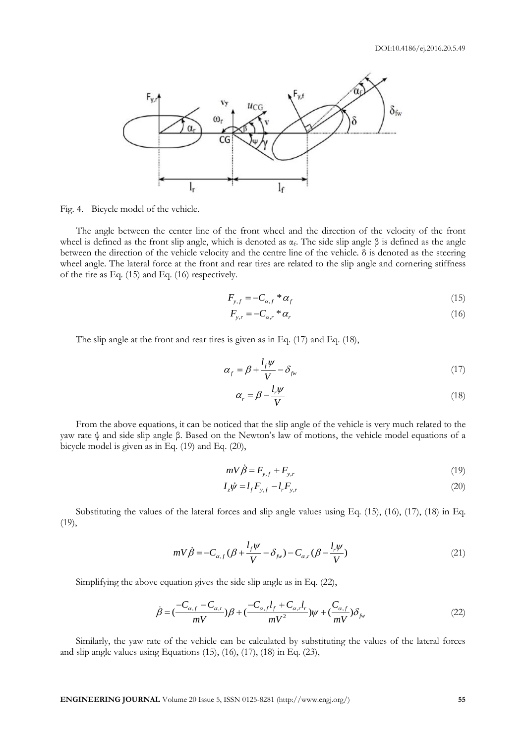Fig. 4. Bicycle model of the vehicle.

The angle between the center line of the front wheel and the direction of the velocity of the front wheel is defined as the front slip angle, which is denoted as $\alpha_f$. The side slip angle β is defined as the angle between the direction of the vehicle velocity and the centre line of the vehicle. δ is denoted as the steering wheel angle. The lateral force at the front and rear tires are related to the slip angle and cornering stiffness of the tire as Eq. (15) and Eq. (16) respectively.

$$F_{y,f} = -C_{\alpha,f} * \alpha_f \tag{15}$$

$$F_{y,r} = -C_{\alpha,r} * \alpha_r \tag{16}$$

The slip angle at the front and rear tires is given as in Eq. (17) and Eq. (18),

$$\alpha_f = \beta + \frac{l_f \psi}{V} - \delta_{fw} \tag{17}$$

$$\alpha_r = \beta - \frac{l_r \psi}{V} \tag{18}$$

From the above equations, it can be noticed that the slip angle of the vehicle is very much related to the yaw rate ψ and side slip angle β. Based on the Newton's law of motions, the vehicle model equations of a bicycle model is given as in Eq. (19) and Eq. (20),

$$mV\dot{\beta} = F_{y,f} + F_{y,r} \tag{19}$$

$$I_z \dot{\psi} = l_f F_{y,f} - l_r F_{y,r} \tag{20}$$

Substituting the values of the lateral forces and slip angle values using Eq. (15), (16), (17), (18) in Eq. (19),

$$mV\dot{\beta} = -C_{\alpha,f}(\beta + \frac{l_f \psi}{V} - \delta_{fw}) - C_{\alpha,r}(\beta - \frac{l_r \psi}{V}) \tag{21}$$

Simplifying the above equation gives the side slip angle as in Eq. (22),

$$\dot{\beta} = (\frac{-C_{\alpha,f} - C_{\alpha,r}}{mV})\beta + (\frac{-C_{\alpha,f} l_f + C_{\alpha,r} l_r}{mV^2})\psi + (\frac{C_{\alpha,f}}{mV})\delta_{fw} \tag{22}$$

Similarly, the yaw rate of the vehicle can be calculated by substituting the values of the lateral forces and slip angle values using Equations (15), (16), (17), (18) in Eq. (23),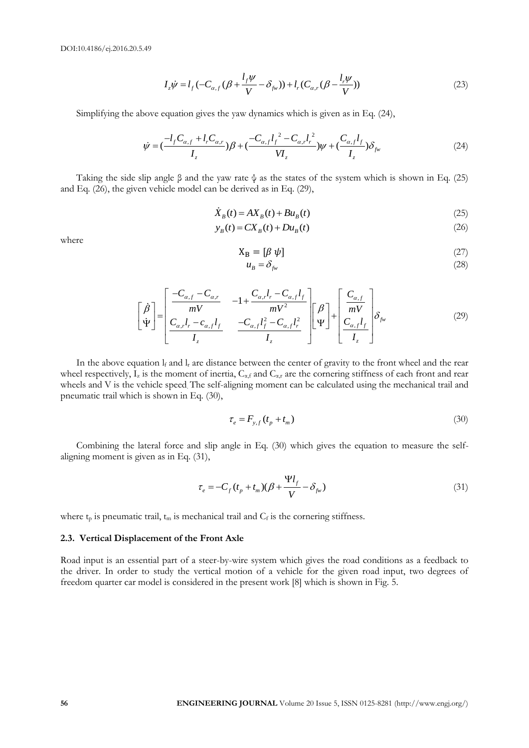$$I_z \dot{\psi} = l_f(-C_{\alpha,f}(\beta + \frac{l_f \psi}{V} - \delta_{fw})) + l_r(C_{\alpha,r}(\beta - \frac{l_r \psi}{V})) \tag{23}$$

Simplifying the above equation gives the yaw dynamics which is given as in Eq. (24),

$$\dot{\psi} = (\frac{-l_f C_{\alpha,f} + l_r C_{\alpha,r}}{I_z})\beta + (\frac{-C_{\alpha,f} l_f^{\ 2} - C_{\alpha,r} l_r^{\ 2}}{V I_z})\psi + (\frac{C_{\alpha,f} l_f}{I_z})\delta_{fw} \tag{24}$$

Taking the side slip angle β and the yaw rate ψ as the states of the system which is shown in Eq. (25) and Eq. (26), the given vehicle model can be derived as in Eq. (29),

$$\dot{X}_B(t) = AX_B(t) + Bu_B(t) \tag{25}$$

$$y_B(t) = CX_B(t) + Du_B(t) \tag{26}$$

where

$$X_B = [\beta \ \psi] \tag{27}$$

$$u_B = \delta_{fw} \tag{28}$$

$$\begin{bmatrix} \dot{\beta} \\ \dot{\Psi} \end{bmatrix} = \begin{bmatrix} \dfrac{-C_{\alpha,f} - C_{\alpha,r}}{mV} & -1 + \dfrac{C_{\alpha,r} l_r - C_{\alpha,f} l_f}{mV^2} \\ \dfrac{C_{\alpha,r} l_r - c_{\alpha,f} l_f}{I_z} & \dfrac{-C_{\alpha,f} l_f^2 - C_{\alpha,f} l_r^2}{I_z} \end{bmatrix} \begin{bmatrix} \beta \\ \Psi \end{bmatrix} + \begin{bmatrix} \dfrac{C_{\alpha,f}}{mV} \\ \dfrac{C_{\alpha,f} l_f}{I_z} \end{bmatrix} \delta_{fw} \tag{29}$$

In the above equation $l_f$ and $l_r$ are distance between the center of gravity to the front wheel and the rear wheel respectively, $I_z$ is the moment of inertia, $C_{\alpha,f}$ and $C_{\alpha,r}$ are the cornering stiffness of each front and rear wheels and V is the vehicle speed. The self-aligning moment can be calculated using the mechanical trail and pneumatic trail which is shown in Eq. (30),

$$\tau_e = F_{y,f}(t_p + t_m) \tag{30}$$

Combining the lateral force and slip angle in Eq. (30) which gives the equation to measure the self-aligning moment is given as in Eq. (31),

$$\tau_e = -C_f(t_p + t_m)(\beta + \frac{\Psi l_f}{V} - \delta_{fw}) \tag{31}$$

where $t_p$ is pneumatic trail, $t_m$ is mechanical trail and $C_f$ is the cornering stiffness.

### 2.3. Vertical Displacement of the Front Axle

Road input is an essential part of a steer-by-wire system which gives the road conditions as a feedback to the driver. In order to study the vertical motion of a vehicle for the given road input, two degrees of freedom quarter car model is considered in the present work [8] which is shown in Fig. 5.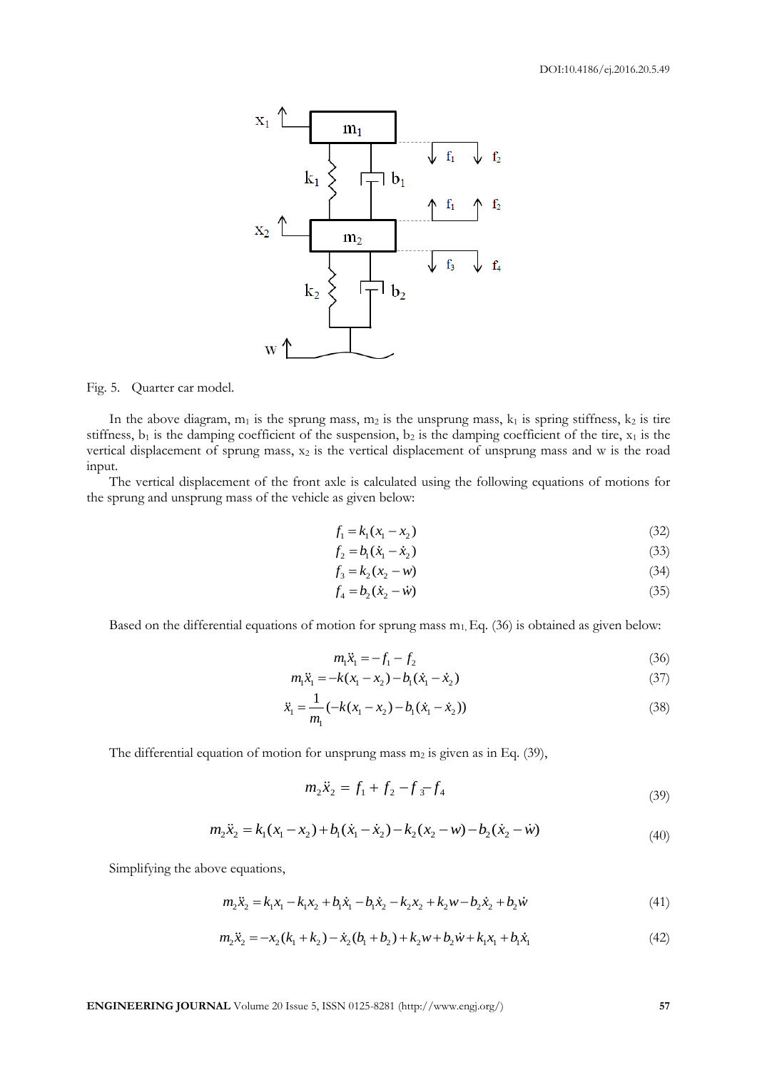Fig. 5. Quarter car model.

In the above diagram, $m_1$ is the sprung mass, $m_2$ is the unsprung mass, $k_1$ is spring stiffness, $k_2$ is tire stiffness, $b_1$ is the damping coefficient of the suspension, $b_2$ is the damping coefficient of the tire, $x_1$ is the vertical displacement of sprung mass, $x_2$ is the vertical displacement of unsprung mass and w is the road input.

The vertical displacement of the front axle is calculated using the following equations of motions for the sprung and unsprung mass of the vehicle as given below:

$$f_1 = k_1(x_1 - x_2) \tag{32}$$

$$f_2 = b_1(\dot{x}_1 - \dot{x}_2) \tag{33}$$

$$f_3 = k_2(x_2 - w) \tag{34}$$

$$f_4 = b_2(\dot{x}_2 - \dot{w}) \tag{35}$$

Based on the differential equations of motion for sprung mass $m_1$, Eq. (36) is obtained as given below:

$$m_1\ddot{x}_1 = -f_1 - f_2 \tag{36}$$

$$m_1\ddot{x}_1 = -k(x_1 - x_2) - b_1(\dot{x}_1 - \dot{x}_2) \tag{37}$$

$$\ddot{x}_1 = \frac{1}{m_1}(-k(x_1 - x_2) - b_1(\dot{x}_1 - \dot{x}_2)) \tag{38}$$

The differential equation of motion for unsprung mass $m_2$ is given as in Eq. (39),

$$m_2\ddot{x}_2 = f_1 + f_2 - f_3 - f_4 \tag{39}$$

$$m_2\ddot{x}_2 = k_1(x_1 - x_2) + b_1(\dot{x}_1 - \dot{x}_2) - k_2(x_2 - w) - b_2(\dot{x}_2 - \dot{w}) \tag{40}$$

Simplifying the above equations,

$$m_2\ddot{x}_2 = k_1x_1 - k_1x_2 + b_1\dot{x}_1 - b_1\dot{x}_2 - k_2x_2 + k_2w - b_2\dot{x}_2 + b_2\dot{w} \tag{41}$$

$$m_2\ddot{x}_2 = -x_2(k_1 + k_2) - \dot{x}_2(b_1 + b_2) + k_2w + b_2\dot{w} + k_1x_1 + b_1\dot{x}_1 \tag{42}$$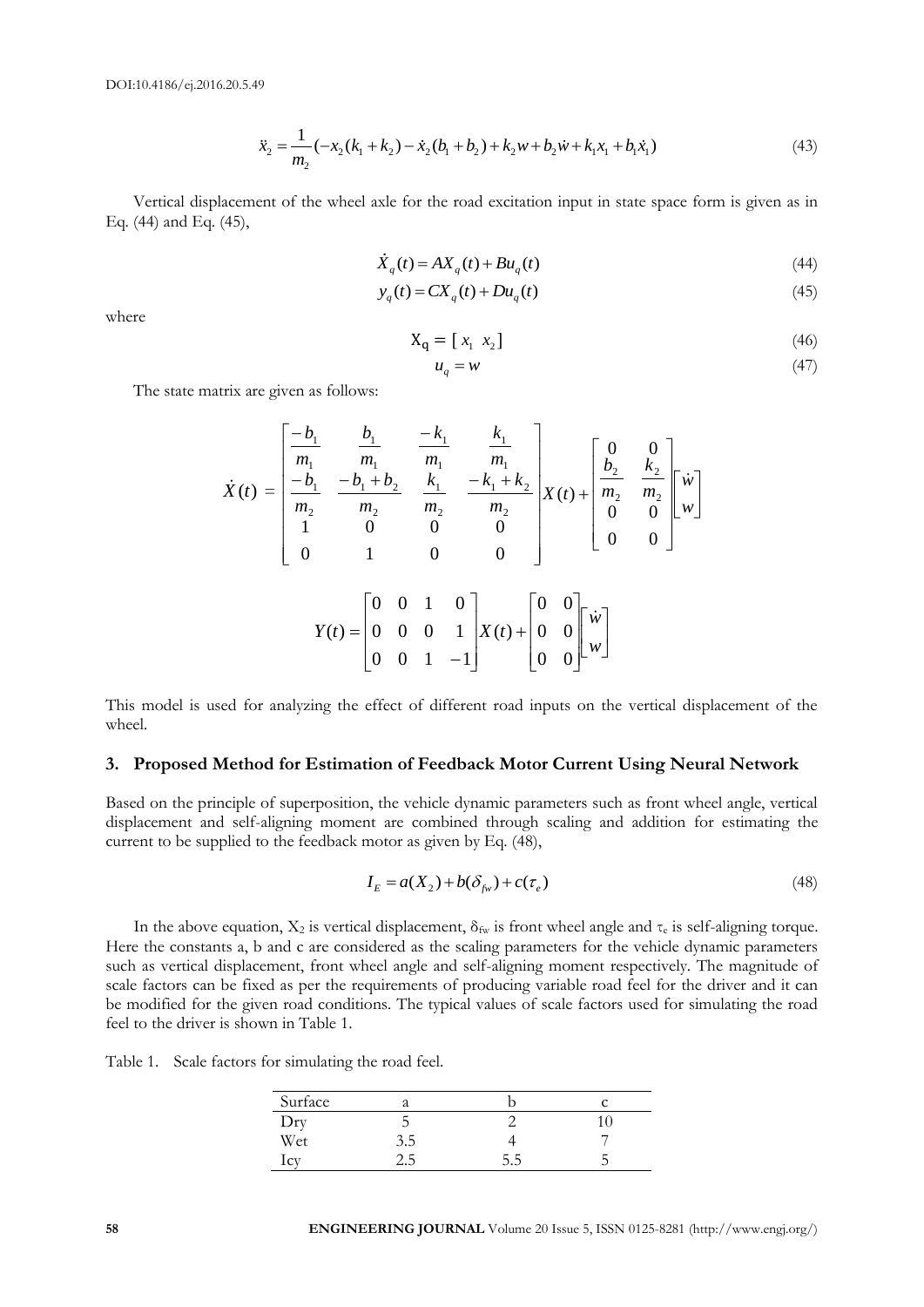$$\ddot{x}_2 = \frac{1}{m_2}(-x_2(k_1+k_2) - \dot{x}_2(b_1+b_2) + k_2 w + b_2\dot{w} + k_1 x_1 + b_1\dot{x}_1) \tag{43}$$

Vertical displacement of the wheel axle for the road excitation input in state space form is given as in Eq. (44) and Eq. (45),

$$\dot{X}_q(t) = AX_q(t) + Bu_q(t) \tag{44}$$

$$y_q(t) = CX_q(t) + Du_q(t) \tag{45}$$

where

$$X_q = [\, x_1 \;\; x_2 \,] \tag{46}$$

$$u_q = w \tag{47}$$

The state matrix are given as follows:

$$\dot{X}(t) = \begin{bmatrix} \frac{-b_1}{m_1} & \frac{b_1}{m_1} & \frac{-k_1}{m_1} & \frac{k_1}{m_1} \\ \frac{-b_1}{m_2} & \frac{-b_1+b_2}{m_2} & \frac{k_1}{m_2} & \frac{-k_1+k_2}{m_2} \\ 1 & 0 & 0 & 0 \\ 0 & 1 & 0 & 0 \end{bmatrix} X(t) + \begin{bmatrix} 0 & 0 \\ \frac{b_2}{m_2} & \frac{k_2}{m_2} \\ 0 & 0 \\ 0 & 0 \end{bmatrix} \begin{bmatrix} \dot{w} \\ w \end{bmatrix}$$

$$Y(t) = \begin{bmatrix} 0 & 0 & 1 & 0 \\ 0 & 0 & 0 & 1 \\ 0 & 0 & 1 & -1 \end{bmatrix} X(t) + \begin{bmatrix} 0 & 0 \\ 0 & 0 \\ 0 & 0 \end{bmatrix} \begin{bmatrix} \dot{w} \\ w \end{bmatrix}$$

This model is used for analyzing the effect of different road inputs on the vertical displacement of the wheel.

## 3. Proposed Method for Estimation of Feedback Motor Current Using Neural Network

Based on the principle of superposition, the vehicle dynamic parameters such as front wheel angle, vertical displacement and self-aligning moment are combined through scaling and addition for estimating the current to be supplied to the feedback motor as given by Eq. (48),

$$I_E = a(X_2) + b(\delta_{fw}) + c(\tau_e) \tag{48}$$

In the above equation, $X_2$ is vertical displacement, $\delta_{fw}$ is front wheel angle and $\tau_e$ is self-aligning torque. Here the constants a, b and c are considered as the scaling parameters for the vehicle dynamic parameters such as vertical displacement, front wheel angle and self-aligning moment respectively. The magnitude of scale factors can be fixed as per the requirements of producing variable road feel for the driver and it can be modified for the given road conditions. The typical values of scale factors used for simulating the road feel to the driver is shown in Table 1.

Table 1. Scale factors for simulating the road feel.

| Surface | a | b | c |
|---|---|---|---|
| Dry | 5 | 2 | 10 |
| Wet | 3.5 | 4 | 7 |
| Icy | 2.5 | 5.5 | 5 |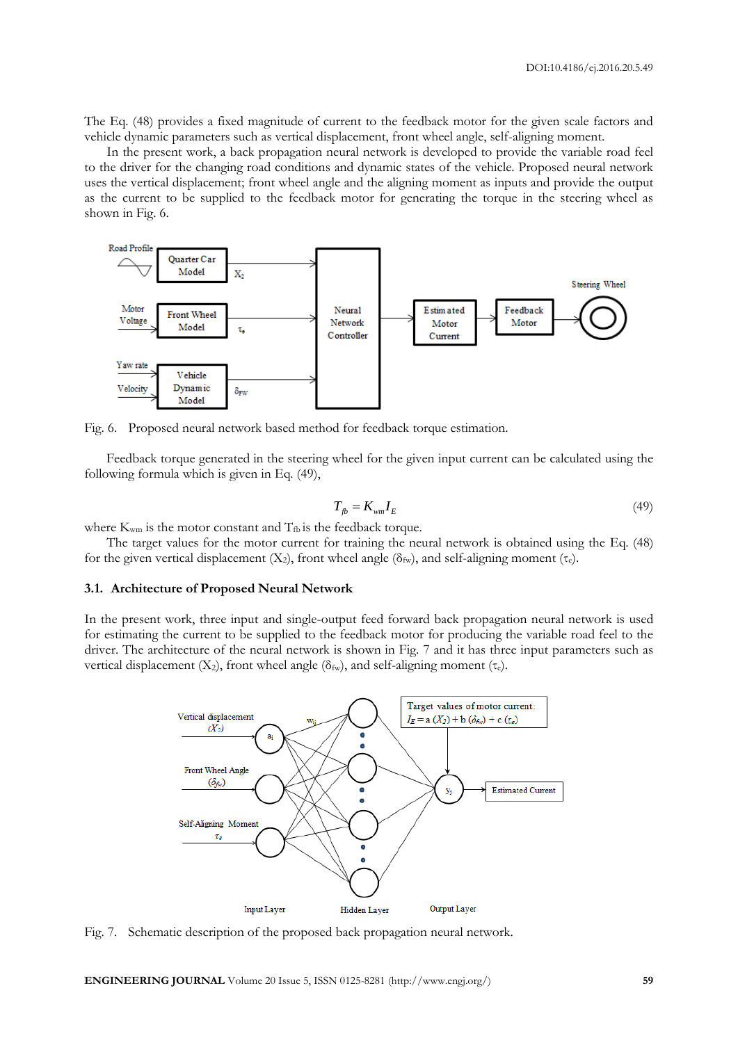The Eq. (48) provides a fixed magnitude of current to the feedback motor for the given scale factors and vehicle dynamic parameters such as vertical displacement, front wheel angle, self-aligning moment.

In the present work, a back propagation neural network is developed to provide the variable road feel to the driver for the changing road conditions and dynamic states of the vehicle. Proposed neural network uses the vertical displacement; front wheel angle and the aligning moment as inputs and provide the output as the current to be supplied to the feedback motor for generating the torque in the steering wheel as shown in Fig. 6.

Fig. 6. Proposed neural network based method for feedback torque estimation.

Feedback torque generated in the steering wheel for the given input current can be calculated using the following formula which is given in Eq. (49),

$$T_{fb} = K_{wm} I_E \tag{49}$$

where $K_{wm}$ is the motor constant and $T_{fb}$ is the feedback torque.

The target values for the motor current for training the neural network is obtained using the Eq. (48) for the given vertical displacement ($X_2$), front wheel angle ($\delta_{fw}$), and self-aligning moment ($\tau_e$).

### 3.1. Architecture of Proposed Neural Network

In the present work, three input and single-output feed forward back propagation neural network is used for estimating the current to be supplied to the feedback motor for producing the variable road feel to the driver. The architecture of the neural network is shown in Fig. 7 and it has three input parameters such as vertical displacement ($X_2$), front wheel angle ($\delta_{fw}$), and self-aligning moment ($\tau_e$).

Fig. 7. Schematic description of the proposed back propagation neural network.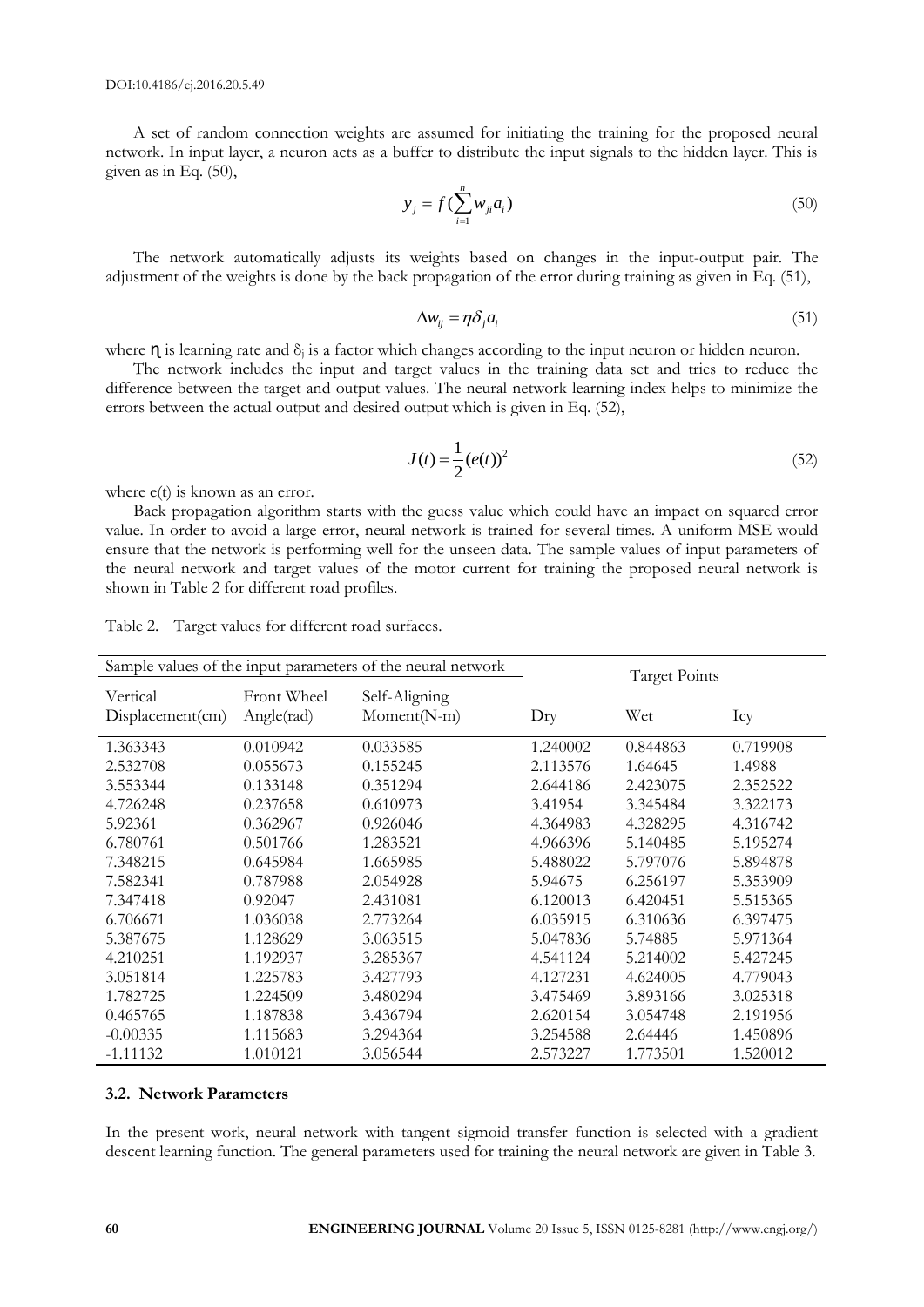A set of random connection weights are assumed for initiating the training for the proposed neural network. In input layer, a neuron acts as a buffer to distribute the input signals to the hidden layer. This is given as in Eq. (50),

$$y_j = f\left(\sum_{i=1}^{n} w_{ji} a_i\right) \tag{50}$$

The network automatically adjusts its weights based on changes in the input-output pair. The adjustment of the weights is done by the back propagation of the error during training as given in Eq. (51),

$$\Delta w_{ij} = \eta \delta_j a_i \tag{51}$$

where $\eta$ is learning rate and $\delta_j$ is a factor which changes according to the input neuron or hidden neuron.

The network includes the input and target values in the training data set and tries to reduce the difference between the target and output values. The neural network learning index helps to minimize the errors between the actual output and desired output which is given in Eq. (52),

$$J(t) = \frac{1}{2}(e(t))^2 \tag{52}$$

where e(t) is known as an error.

Back propagation algorithm starts with the guess value which could have an impact on squared error value. In order to avoid a large error, neural network is trained for several times. A uniform MSE would ensure that the network is performing well for the unseen data. The sample values of input parameters of the neural network and target values of the motor current for training the proposed neural network is shown in Table 2 for different road profiles.

Table 2. Target values for different road surfaces.

| Sample values of the input parameters of the neural network | | | Target Points | | |
|---|---|---|---|---|---|
| Vertical Displacement(cm) | Front Wheel Angle(rad) | Self-Aligning Moment(N-m) | Dry | Wet | Icy |
| 1.363343 | 0.010942 | 0.033585 | 1.240002 | 0.844863 | 0.719908 |
| 2.532708 | 0.055673 | 0.155245 | 2.113576 | 1.64645 | 1.4988 |
| 3.553344 | 0.133148 | 0.351294 | 2.644186 | 2.423075 | 2.352522 |
| 4.726248 | 0.237658 | 0.610973 | 3.41954 | 3.345484 | 3.322173 |
| 5.92361 | 0.362967 | 0.926046 | 4.364983 | 4.328295 | 4.316742 |
| 6.780761 | 0.501766 | 1.283521 | 4.966396 | 5.140485 | 5.195274 |
| 7.348215 | 0.645984 | 1.665985 | 5.488022 | 5.797076 | 5.894878 |
| 7.582341 | 0.787988 | 2.054928 | 5.94675 | 6.256197 | 5.353909 |
| 7.347418 | 0.92047 | 2.431081 | 6.120013 | 6.420451 | 5.515365 |
| 6.706671 | 1.036038 | 2.773264 | 6.035915 | 6.310636 | 6.397475 |
| 5.387675 | 1.128629 | 3.063515 | 5.047836 | 5.74885 | 5.971364 |
| 4.210251 | 1.192937 | 3.285367 | 4.541124 | 5.214002 | 5.427245 |
| 3.051814 | 1.225783 | 3.427793 | 4.127231 | 4.624005 | 4.779043 |
| 1.782725 | 1.224509 | 3.480294 | 3.475469 | 3.893166 | 3.025318 |
| 0.465765 | 1.187838 | 3.436794 | 2.620154 | 3.054748 | 2.191956 |
| -0.00335 | 1.115683 | 3.294364 | 3.254588 | 2.64446 | 1.450896 |
| -1.11132 | 1.010121 | 3.056544 | 2.573227 | 1.773501 | 1.520012 |

### 3.2. Network Parameters

In the present work, neural network with tangent sigmoid transfer function is selected with a gradient descent learning function. The general parameters used for training the neural network are given in Table 3.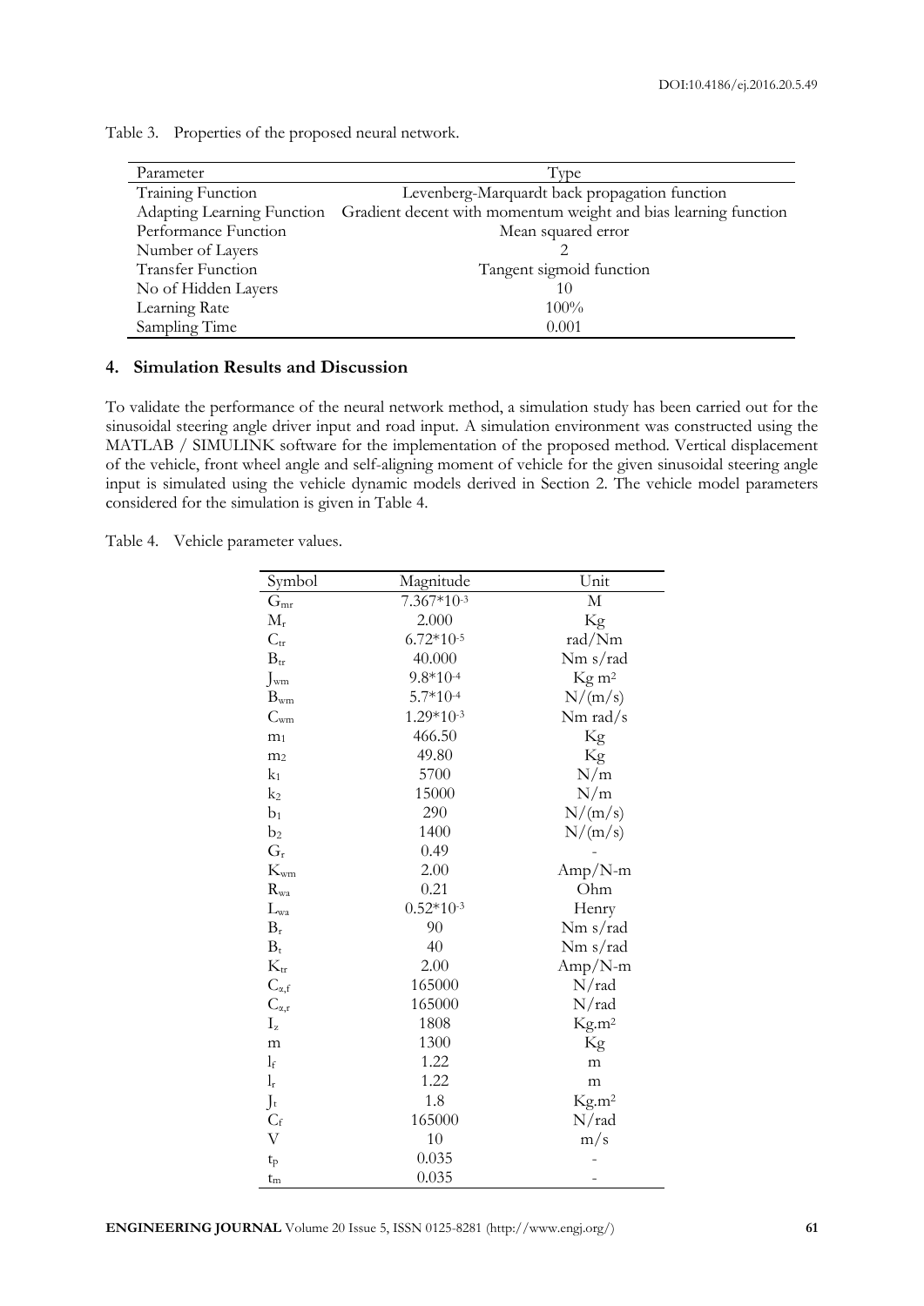Table 3. Properties of the proposed neural network.

| Parameter | Type |
|---|---|
| Training Function | Levenberg-Marquardt back propagation function |
| Adapting Learning Function | Gradient decent with momentum weight and bias learning function |
| Performance Function | Mean squared error |
| Number of Layers | 2 |
| Transfer Function | Tangent sigmoid function |
| No of Hidden Layers | 10 |
| Learning Rate | 100% |
| Sampling Time | 0.001 |

## 4. Simulation Results and Discussion

To validate the performance of the neural network method, a simulation study has been carried out for the sinusoidal steering angle driver input and road input. A simulation environment was constructed using the MATLAB / SIMULINK software for the implementation of the proposed method. Vertical displacement of the vehicle, front wheel angle and self-aligning moment of vehicle for the given sinusoidal steering angle input is simulated using the vehicle dynamic models derived in Section 2. The vehicle model parameters considered for the simulation is given in Table 4.

Table 4. Vehicle parameter values.

| Symbol | Magnitude | Unit |
|---|---|---|
| $G_{mr}$ | $7.367*10^{-3}$ | M |
| $M_r$ | 2.000 | Kg |
| $C_{tr}$ | $6.72*10^{-5}$ | rad/Nm |
| $B_{tr}$ | 40.000 | Nm s/rad |
| $J_{wm}$ | $9.8*10^{-4}$ | Kg m$^2$ |
| $B_{wm}$ | $5.7*10^{-4}$ | N/(m/s) |
| $C_{wm}$ | $1.29*10^{-3}$ | Nm rad/s |
| $m_1$ | 466.50 | Kg |
| $m_2$ | 49.80 | Kg |
| $k_1$ | 5700 | N/m |
| $k_2$ | 15000 | N/m |
| $b_1$ | 290 | N/(m/s) |
| $b_2$ | 1400 | N/(m/s) |
| $G_r$ | 0.49 | - |
| $K_{wm}$ | 2.00 | Amp/N-m |
| $R_{wa}$ | 0.21 | Ohm |
| $L_{wa}$ | $0.52*10^{-3}$ | Henry |
| $B_r$ | 90 | Nm s/rad |
| $B_t$ | 40 | Nm s/rad |
| $K_{tr}$ | 2.00 | Amp/N-m |
| $C_{\alpha,f}$ | 165000 | N/rad |
| $C_{\alpha,r}$ | 165000 | N/rad |
| $I_z$ | 1808 | Kg.m$^2$ |
| m | 1300 | Kg |
| $l_f$ | 1.22 | m |
| $l_r$ | 1.22 | m |
| $J_t$ | 1.8 | Kg.m$^2$ |
| $C_f$ | 165000 | N/rad |
| V | 10 | m/s |
| $t_p$ | 0.035 | - |
| $t_m$ | 0.035 | - |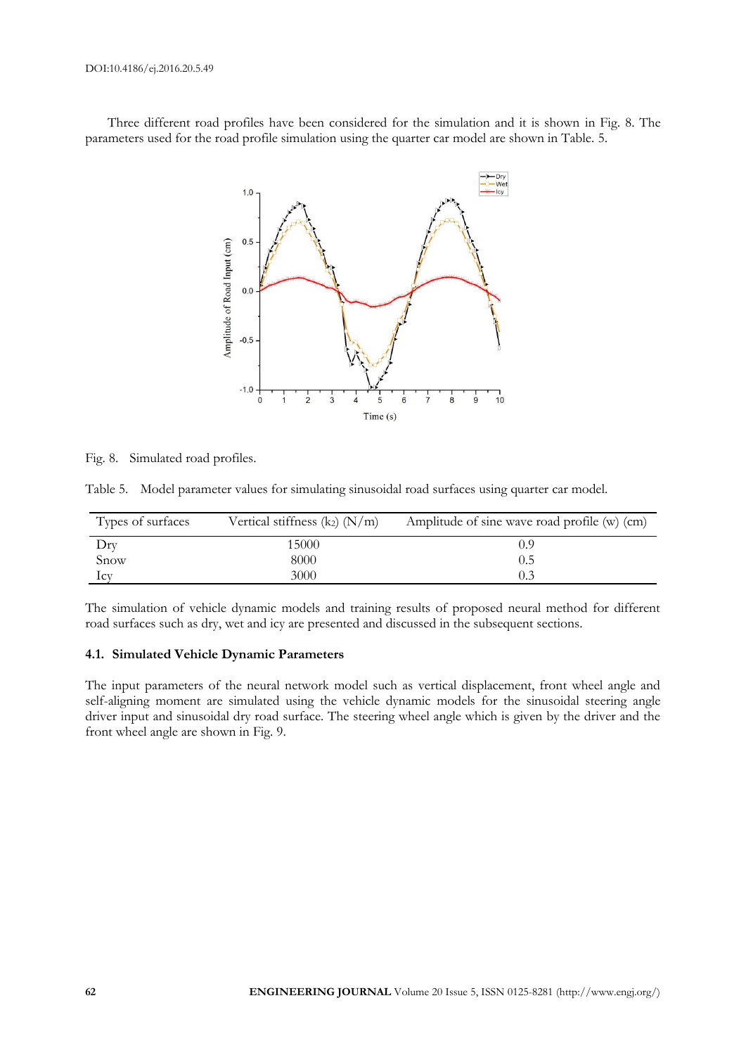Three different road profiles have been considered for the simulation and it is shown in Fig. 8. The parameters used for the road profile simulation using the quarter car model are shown in Table. 5.

Fig. 8. Simulated road profiles.

Table 5. Model parameter values for simulating sinusoidal road surfaces using quarter car model.

| Types of surfaces | Vertical stiffness ($k_2$) (N/m) | Amplitude of sine wave road profile (w) (cm) |
| --- | --- | --- |
| Dry | 15000 | 0.9 |
| Snow | 8000 | 0.5 |
| Icy | 3000 | 0.3 |

The simulation of vehicle dynamic models and training results of proposed neural method for different road surfaces such as dry, wet and icy are presented and discussed in the subsequent sections.

### 4.1. Simulated Vehicle Dynamic Parameters

The input parameters of the neural network model such as vertical displacement, front wheel angle and self-aligning moment are simulated using the vehicle dynamic models for the sinusoidal steering angle driver input and sinusoidal dry road surface. The steering wheel angle which is given by the driver and the front wheel angle are shown in Fig. 9.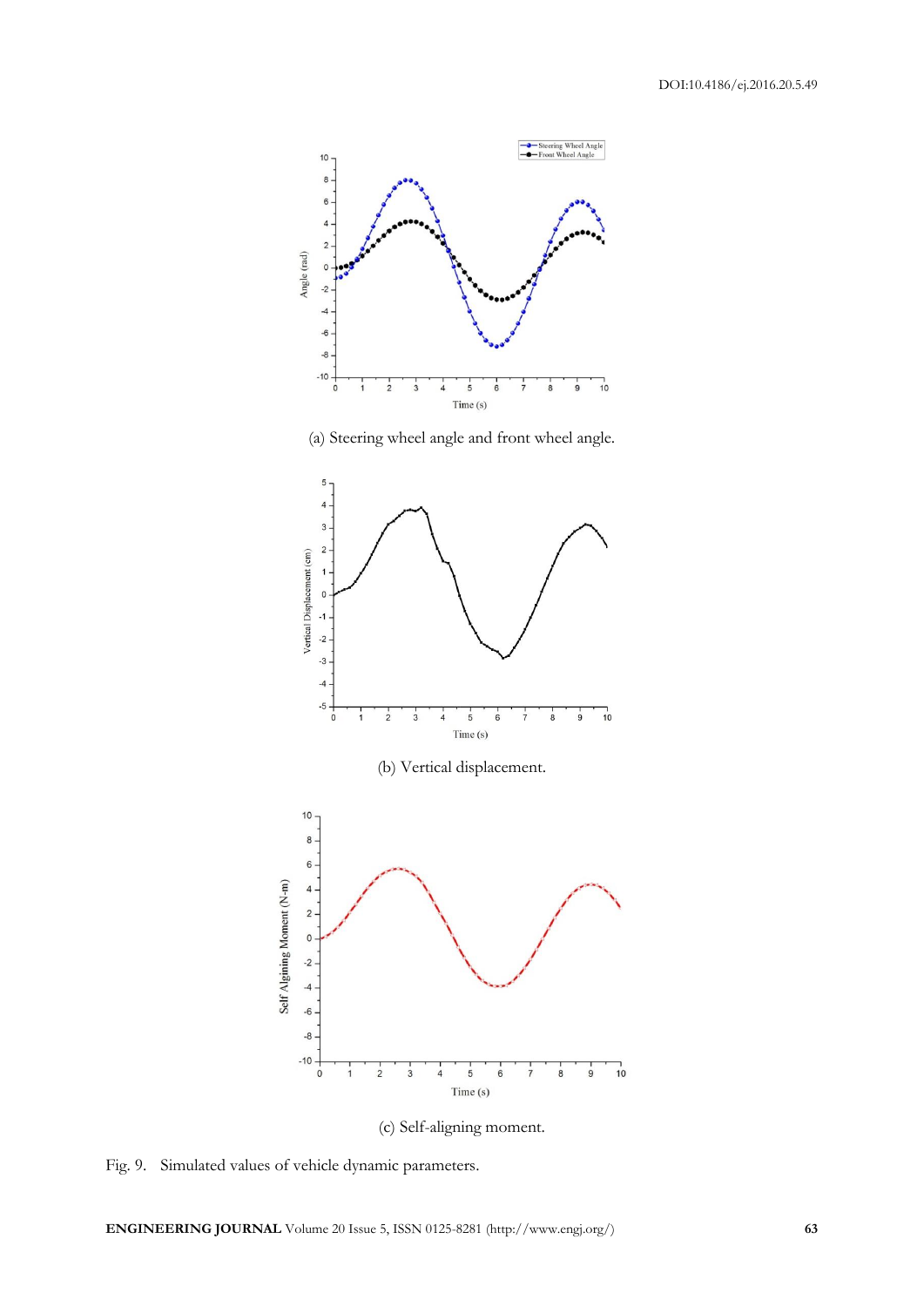(a) Steering wheel angle and front wheel angle.

(b) Vertical displacement.

(c) Self-aligning moment.

Fig. 9. Simulated values of vehicle dynamic parameters.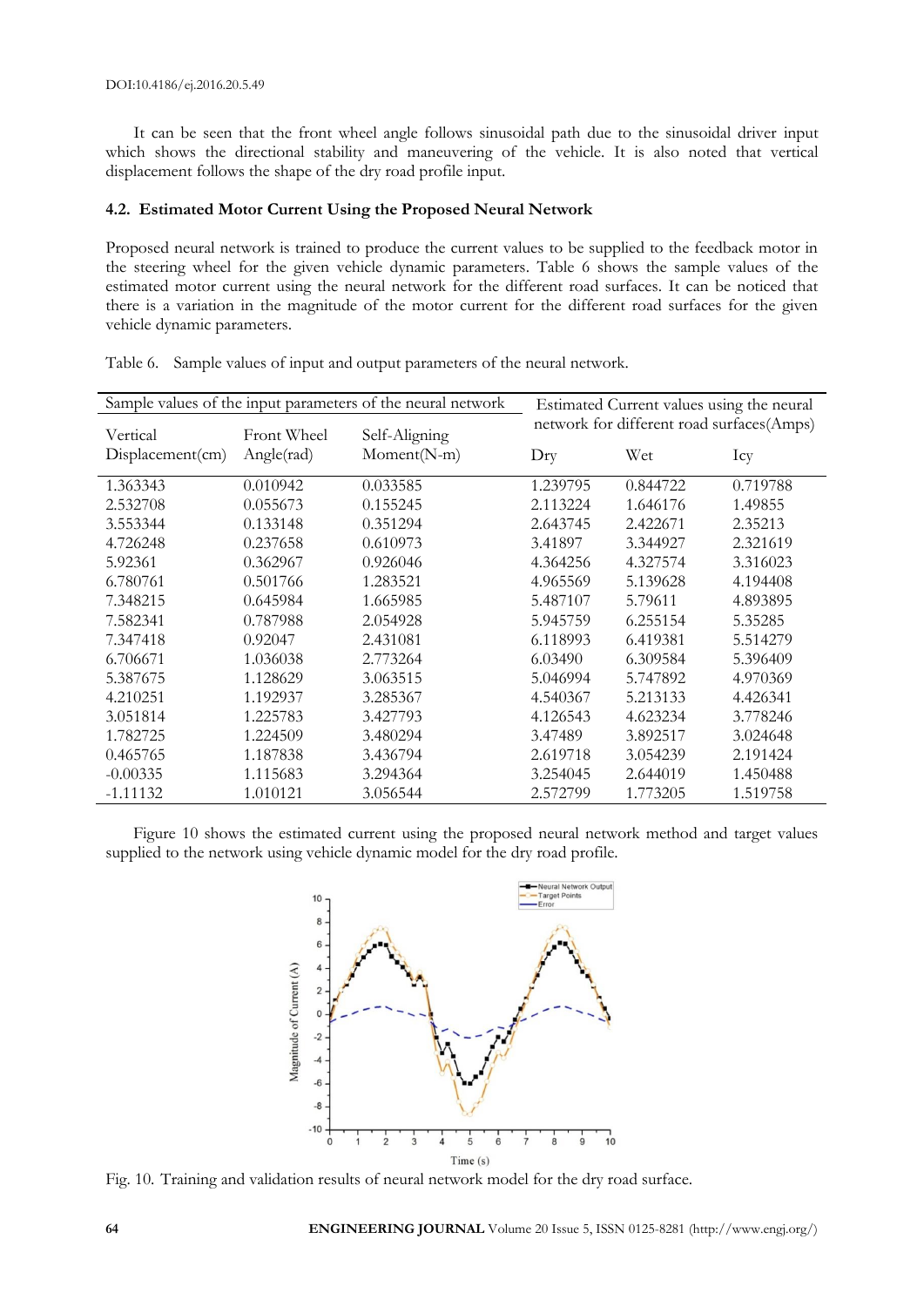It can be seen that the front wheel angle follows sinusoidal path due to the sinusoidal driver input which shows the directional stability and maneuvering of the vehicle. It is also noted that vertical displacement follows the shape of the dry road profile input.

### 4.2. Estimated Motor Current Using the Proposed Neural Network

Proposed neural network is trained to produce the current values to be supplied to the feedback motor in the steering wheel for the given vehicle dynamic parameters. Table 6 shows the sample values of the estimated motor current using the neural network for the different road surfaces. It can be noticed that there is a variation in the magnitude of the motor current for the different road surfaces for the given vehicle dynamic parameters.

Table 6. Sample values of input and output parameters of the neural network.

| Sample values of the input parameters of the neural network | | | Estimated Current values using the neural network for different road surfaces(Amps) | | |
|---|---|---|---|---|---|
| Vertical Displacement(cm) | Front Wheel Angle(rad) | Self-Aligning Moment(N-m) | Dry | Wet | Icy |
| 1.363343 | 0.010942 | 0.033585 | 1.239795 | 0.844722 | 0.719788 |
| 2.532708 | 0.055673 | 0.155245 | 2.113224 | 1.646176 | 1.49855 |
| 3.553344 | 0.133148 | 0.351294 | 2.643745 | 2.422671 | 2.35213 |
| 4.726248 | 0.237658 | 0.610973 | 3.41897 | 3.344927 | 2.321619 |
| 5.92361 | 0.362967 | 0.926046 | 4.364256 | 4.327574 | 3.316023 |
| 6.780761 | 0.501766 | 1.283521 | 4.965569 | 5.139628 | 4.194408 |
| 7.348215 | 0.645984 | 1.665985 | 5.487107 | 5.79611 | 4.893895 |
| 7.582341 | 0.787988 | 2.054928 | 5.945759 | 6.255154 | 5.35285 |
| 7.347418 | 0.92047 | 2.431081 | 6.118993 | 6.419381 | 5.514279 |
| 6.706671 | 1.036038 | 2.773264 | 6.03490 | 6.309584 | 5.396409 |
| 5.387675 | 1.128629 | 3.063515 | 5.046994 | 5.747892 | 4.970369 |
| 4.210251 | 1.192937 | 3.285367 | 4.540367 | 5.213133 | 4.426341 |
| 3.051814 | 1.225783 | 3.427793 | 4.126543 | 4.623234 | 3.778246 |
| 1.782725 | 1.224509 | 3.480294 | 3.47489 | 3.892517 | 3.024648 |
| 0.465765 | 1.187838 | 3.436794 | 2.619718 | 3.054239 | 2.191424 |
| -0.00335 | 1.115683 | 3.294364 | 3.254045 | 2.644019 | 1.450488 |
| -1.11132 | 1.010121 | 3.056544 | 2.572799 | 1.773205 | 1.519758 |

Figure 10 shows the estimated current using the proposed neural network method and target values supplied to the network using vehicle dynamic model for the dry road profile.

Fig. 10. Training and validation results of neural network model for the dry road surface.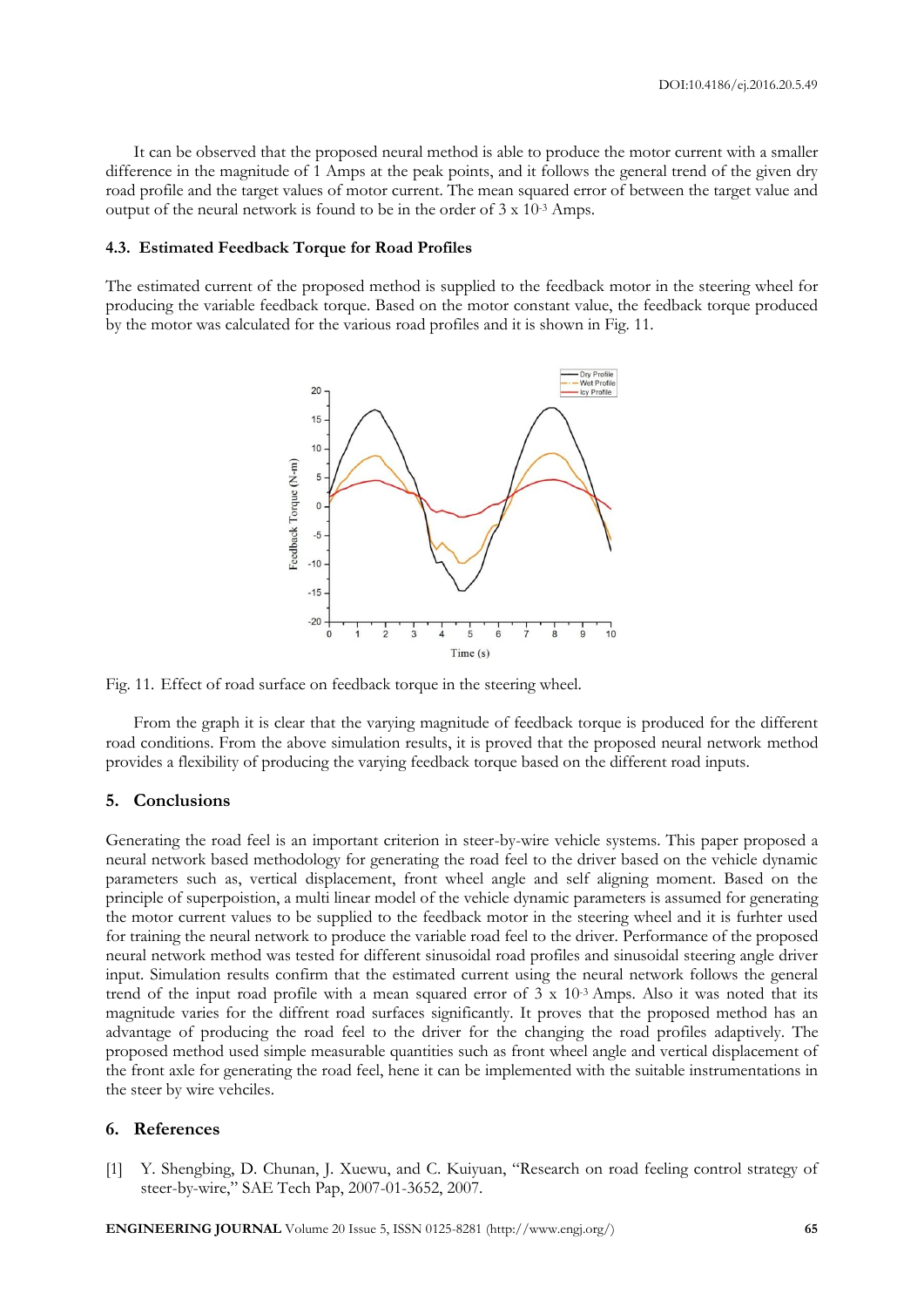It can be observed that the proposed neural method is able to produce the motor current with a smaller difference in the magnitude of 1 Amps at the peak points, and it follows the general trend of the given dry road profile and the target values of motor current. The mean squared error of between the target value and output of the neural network is found to be in the order of $3 \times 10^{-3}$ Amps.

### 4.3. Estimated Feedback Torque for Road Profiles

The estimated current of the proposed method is supplied to the feedback motor in the steering wheel for producing the variable feedback torque. Based on the motor constant value, the feedback torque produced by the motor was calculated for the various road profiles and it is shown in Fig. 11.

Fig. 11. Effect of road surface on feedback torque in the steering wheel.

From the graph it is clear that the varying magnitude of feedback torque is produced for the different road conditions. From the above simulation results, it is proved that the proposed neural network method provides a flexibility of producing the varying feedback torque based on the different road inputs.

## 5. Conclusions

Generating the road feel is an important criterion in steer-by-wire vehicle systems. This paper proposed a neural network based methodology for generating the road feel to the driver based on the vehicle dynamic parameters such as, vertical displacement, front wheel angle and self aligning moment. Based on the principle of superpoistion, a multi linear model of the vehicle dynamic parameters is assumed for generating the motor current values to be supplied to the feedback motor in the steering wheel and it is furhter used for training the neural network to produce the variable road feel to the driver. Performance of the proposed neural network method was tested for different sinusoidal road profiles and sinusoidal steering angle driver input. Simulation results confirm that the estimated current using the neural network follows the general trend of the input road profile with a mean squared error of $3 \times 10^{-3}$ Amps. Also it was noted that its magnitude varies for the diffrent road surfaces significantly. It proves that the proposed method has an advantage of producing the road feel to the driver for the changing the road profiles adaptively. The proposed method used simple measurable quantities such as front wheel angle and vertical displacement of the front axle for generating the road feel, hene it can be implemented with the suitable instrumentations in the steer by wire vehciles.

## 6. References

[1] Y. Shengbing, D. Chunan, J. Xuewu, and C. Kuiyuan, "Research on road feeling control strategy of steer-by-wire," SAE Tech Pap, 2007-01-3652, 2007.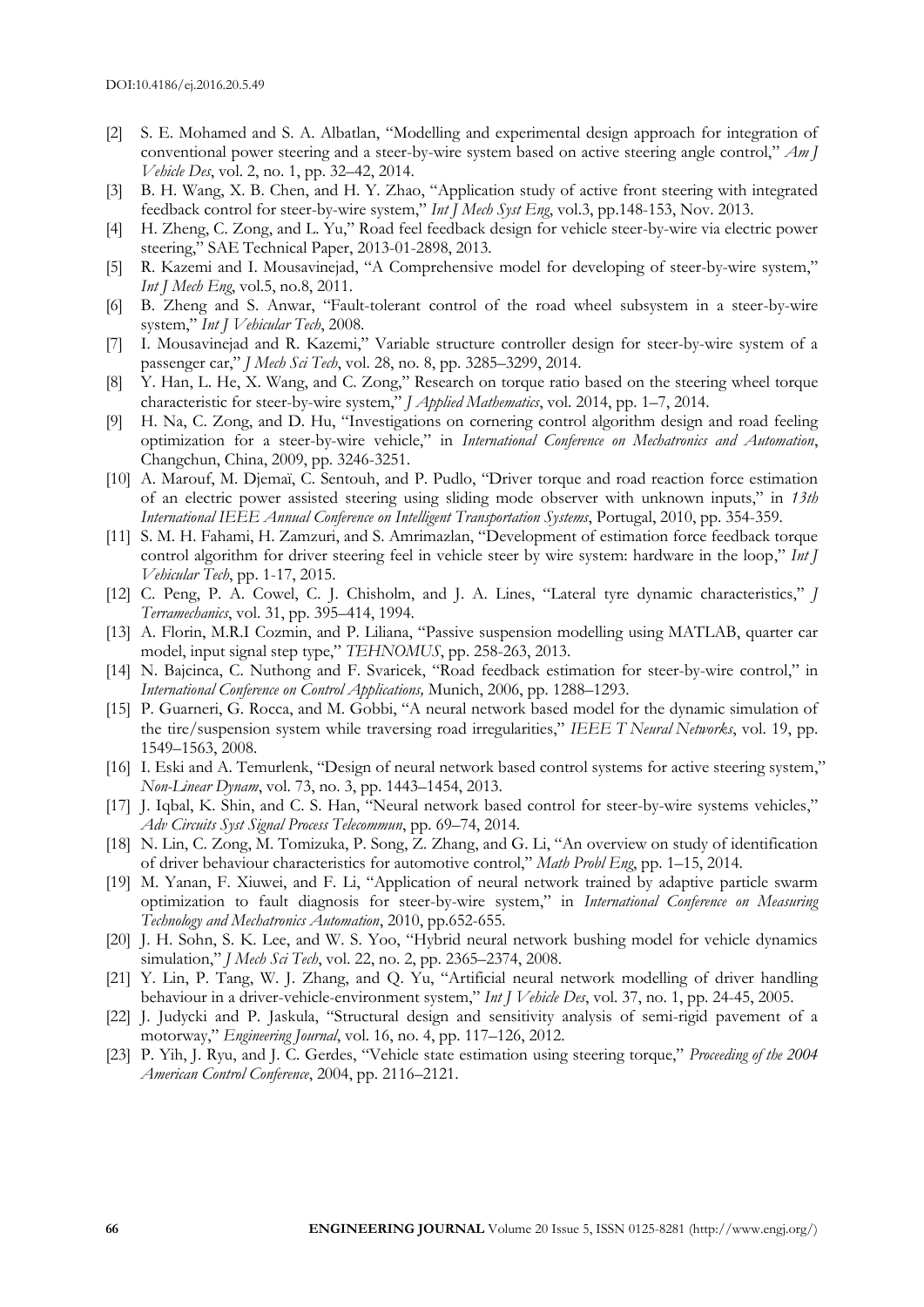[2] S. E. Mohamed and S. A. Albatlan, "Modelling and experimental design approach for integration of conventional power steering and a steer-by-wire system based on active steering angle control," *Am J Vehicle Des*, vol. 2, no. 1, pp. 32–42, 2014.

[3] B. H. Wang, X. B. Chen, and H. Y. Zhao, "Application study of active front steering with integrated feedback control for steer-by-wire system," *Int J Mech Syst Eng*, vol.3, pp.148-153, Nov. 2013.

[4] H. Zheng, C. Zong, and L. Yu," Road feel feedback design for vehicle steer-by-wire via electric power steering," SAE Technical Paper, 2013-01-2898, 2013.

[5] R. Kazemi and I. Mousavinejad, "A Comprehensive model for developing of steer-by-wire system," *Int J Mech Eng*, vol.5, no.8, 2011.

[6] B. Zheng and S. Anwar, "Fault-tolerant control of the road wheel subsystem in a steer-by-wire system," *Int J Vehicular Tech*, 2008.

[7] I. Mousavinejad and R. Kazemi," Variable structure controller design for steer-by-wire system of a passenger car," *J Mech Sci Tech*, vol. 28, no. 8, pp. 3285–3299, 2014.

[8] Y. Han, L. He, X. Wang, and C. Zong," Research on torque ratio based on the steering wheel torque characteristic for steer-by-wire system," *J Applied Mathematics*, vol. 2014, pp. 1–7, 2014.

[9] H. Na, C. Zong, and D. Hu, "Investigations on cornering control algorithm design and road feeling optimization for a steer-by-wire vehicle," in *International Conference on Mechatronics and Automation*, Changchun, China, 2009, pp. 3246-3251.

[10] A. Marouf, M. Djemaï, C. Sentouh, and P. Pudlo, "Driver torque and road reaction force estimation of an electric power assisted steering using sliding mode observer with unknown inputs," in *13th International IEEE Annual Conference on Intelligent Transportation Systems*, Portugal, 2010, pp. 354-359.

[11] S. M. H. Fahami, H. Zamzuri, and S. Amrimazlan, "Development of estimation force feedback torque control algorithm for driver steering feel in vehicle steer by wire system: hardware in the loop," *Int J Vehicular Tech*, pp. 1-17, 2015.

[12] C. Peng, P. A. Cowel, C. J. Chisholm, and J. A. Lines, "Lateral tyre dynamic characteristics," *J Terramechanics*, vol. 31, pp. 395–414, 1994.

[13] A. Florin, M.R.I Cozmin, and P. Liliana, "Passive suspension modelling using MATLAB, quarter car model, input signal step type," *TEHNOMUS*, pp. 258-263, 2013.

[14] N. Bajcinca, C. Nuthong and F. Svaricek, "Road feedback estimation for steer-by-wire control," in *International Conference on Control Applications,* Munich, 2006, pp. 1288–1293.

[15] P. Guarneri, G. Rocca, and M. Gobbi, "A neural network based model for the dynamic simulation of the tire/suspension system while traversing road irregularities," *IEEE T Neural Networks*, vol. 19, pp. 1549–1563, 2008.

[16] I. Eski and A. Temurlenk, "Design of neural network based control systems for active steering system," *Non-Linear Dynam*, vol. 73, no. 3, pp. 1443–1454, 2013.

[17] J. Iqbal, K. Shin, and C. S. Han, "Neural network based control for steer-by-wire systems vehicles," *Adv Circuits Syst Signal Process Telecommun*, pp. 69–74, 2014.

[18] N. Lin, C. Zong, M. Tomizuka, P. Song, Z. Zhang, and G. Li, "An overview on study of identification of driver behaviour characteristics for automotive control," *Math Probl Eng*, pp. 1–15, 2014.

[19] M. Yanan, F. Xiuwei, and F. Li, "Application of neural network trained by adaptive particle swarm optimization to fault diagnosis for steer-by-wire system," in *International Conference on Measuring Technology and Mechatronics Automation*, 2010, pp.652-655.

[20] J. H. Sohn, S. K. Lee, and W. S. Yoo, "Hybrid neural network bushing model for vehicle dynamics simulation," *J Mech Sci Tech*, vol. 22, no. 2, pp. 2365–2374, 2008.

[21] Y. Lin, P. Tang, W. J. Zhang, and Q. Yu, "Artificial neural network modelling of driver handling behaviour in a driver-vehicle-environment system," *Int J Vehicle Des*, vol. 37, no. 1, pp. 24-45, 2005.

[22] J. Judycki and P. Jaskula, "Structural design and sensitivity analysis of semi-rigid pavement of a motorway," *Engineering Journal*, vol. 16, no. 4, pp. 117–126, 2012.

[23] P. Yih, J. Ryu, and J. C. Gerdes, "Vehicle state estimation using steering torque," *Proceeding of the 2004 American Control Conference*, 2004, pp. 2116–2121.